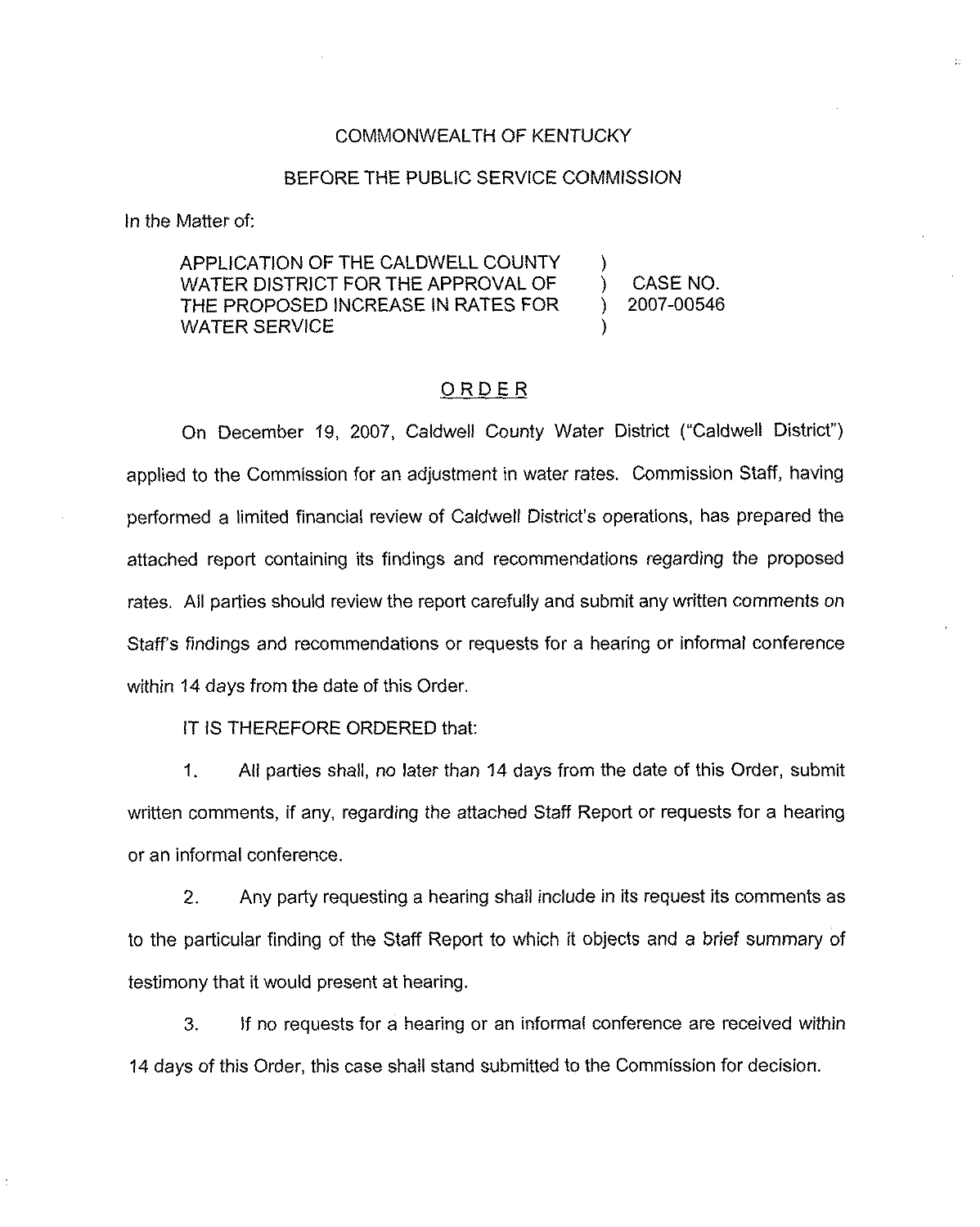COMMONWEALTH OF KENTUCKY

BEFORE THE PUBLIC SERVICE COMMISSION

In the Matter of:

| | | |
|---|---|---|
| APPLICATION OF THE CALDWELL COUNTY WATER DISTRICT FOR THE APPROVAL OF THE PROPOSED INCREASE IN RATES FOR WATER SERVICE | ) | CASE NO. 2007-00546 |

## ORDER

On December 19, 2007, Caldwell County Water District ("Caldwell District") applied to the Commission for an adjustment in water rates. Commission Staff, having performed a limited financial review of Caldwell District's operations, has prepared the attached report containing its findings and recommendations regarding the proposed rates. All parties should review the report carefully and submit any written comments on Staff's findings and recommendations or requests for a hearing or informal conference within 14 days from the date of this Order.

IT IS THEREFORE ORDERED that:

1. All parties shall, no later than 14 days from the date of this Order, submit written comments, if any, regarding the attached Staff Report or requests for a hearing or an informal conference.

2. Any party requesting a hearing shall include in its request its comments as to the particular finding of the Staff Report to which it objects and a brief summary of testimony that it would present at hearing.

3. If no requests for a hearing or an informal conference are received within 14 days of this Order, this case shall stand submitted to the Commission for decision.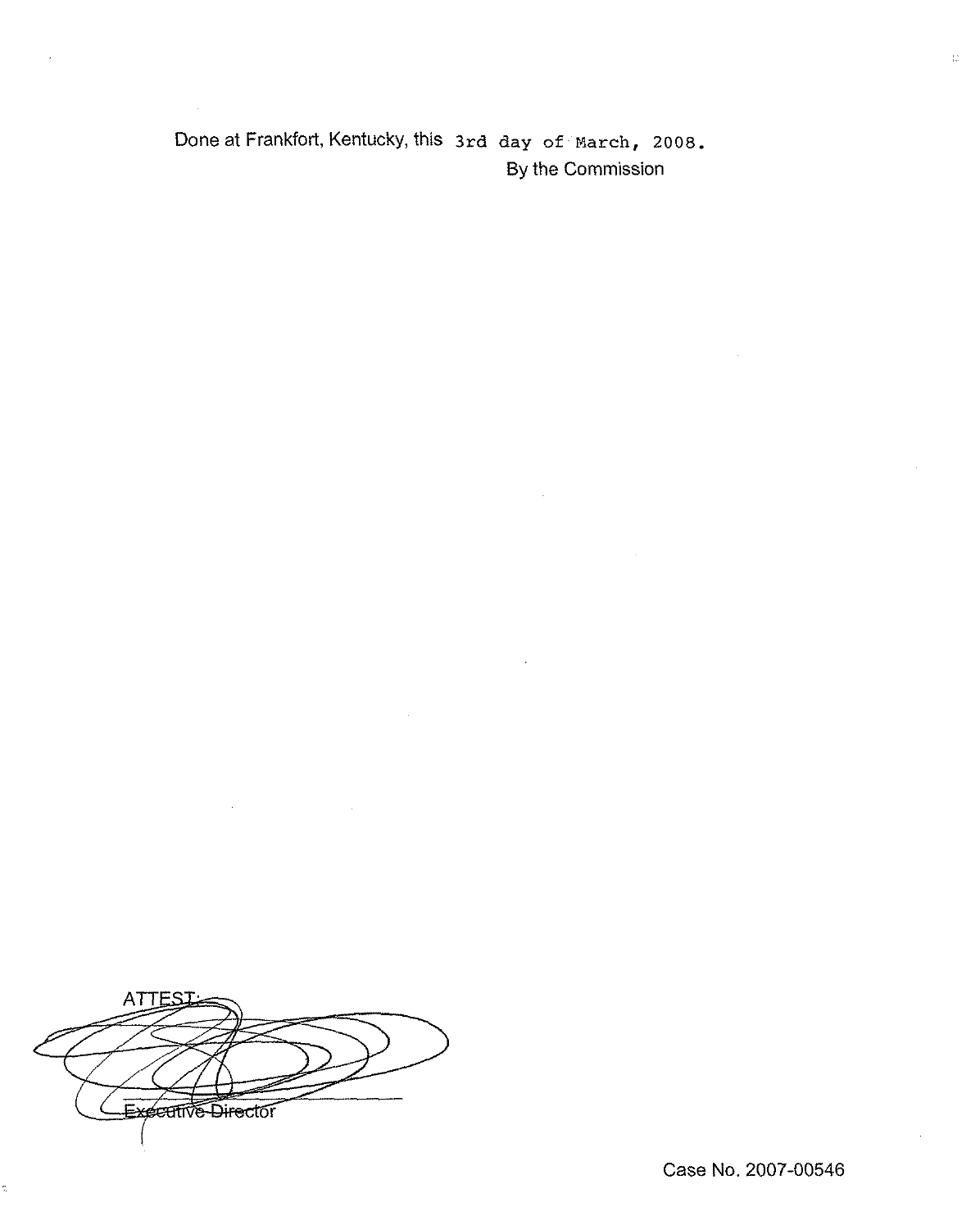Done at Frankfort, Kentucky, this 3rd day of March, 2008.

By the Commission

ATTEST:

Executive Director

Case No. 2007-00546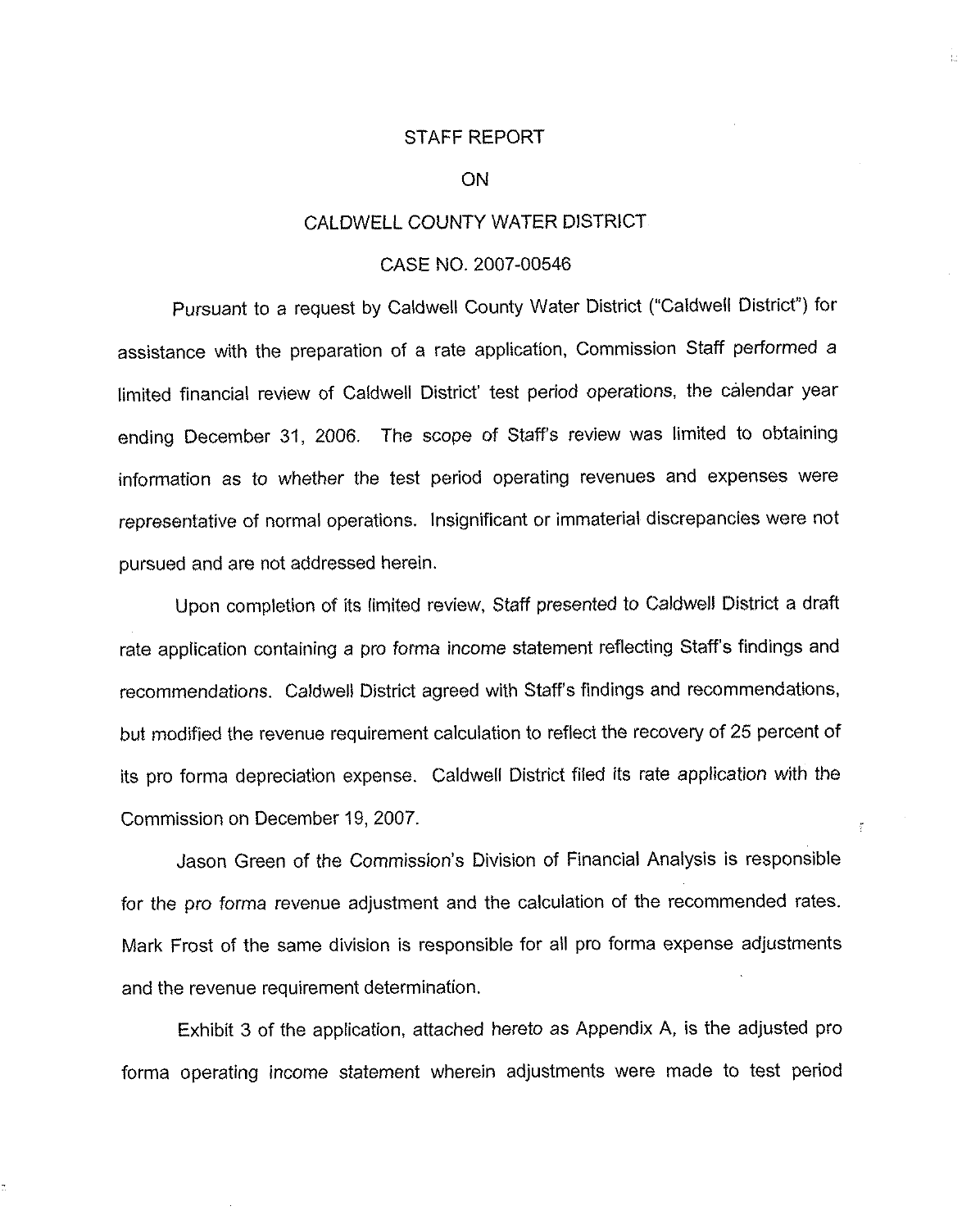STAFF REPORT

ON

CALDWELL COUNTY WATER DISTRICT

CASE NO. 2007-00546

Pursuant to a request by Caldwell County Water District ("Caldwell District") for assistance with the preparation of a rate application, Commission Staff performed a limited financial review of Caldwell District' test period operations, the calendar year ending December 31, 2006. The scope of Staff's review was limited to obtaining information as to whether the test period operating revenues and expenses were representative of normal operations. Insignificant or immaterial discrepancies were not pursued and are not addressed herein.

Upon completion of its limited review, Staff presented to Caldwell District a draft rate application containing a pro *forma* income statement reflecting Staff's findings and recommendations. Caldwell District agreed with Staff's findings and recommendations, but modified the revenue requirement calculation to reflect the recovery of 25 percent of its pro forma depreciation expense. Caldwell District filed its rate application with the Commission on December 19, 2007.

Jason Green of the Commission's Division of Financial Analysis is responsible for the *pro forma* revenue adjustment and the calculation of the recommended rates. Mark Frost of the same division is responsible for all pro forma expense adjustments and the revenue requirement determination.

Exhibit 3 of the application, attached hereto as Appendix A, is the adjusted pro forma operating income statement wherein adjustments were made to test period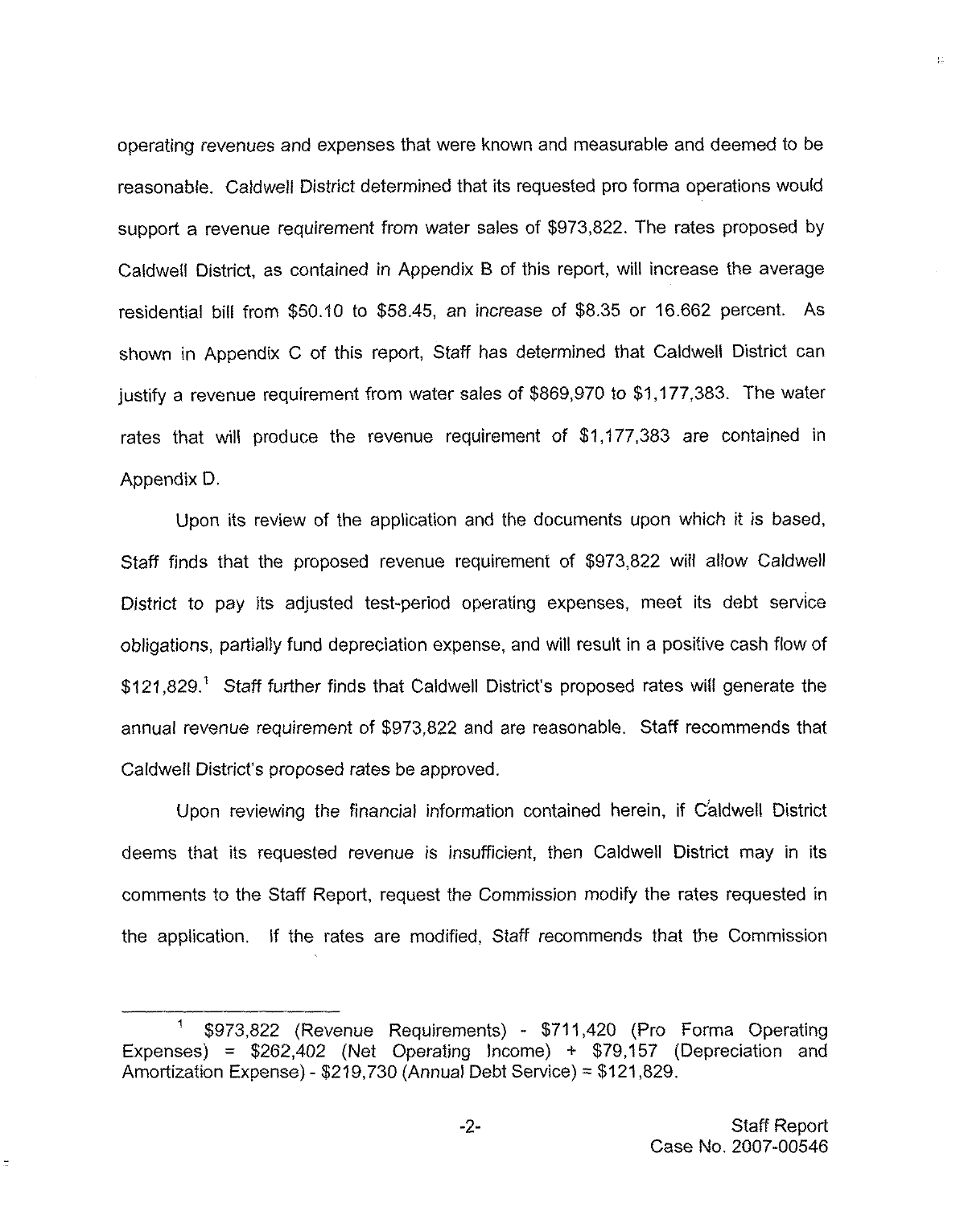operating revenues and expenses that were known and measurable and deemed to be reasonable. Caldwell District determined that its requested pro forma operations would support a revenue requirement from water sales of $973,822. The rates proposed by Caldwell District, as contained in Appendix B of this report, will increase the average residential bill from $50.10 to $58.45, an increase of $8.35 or 16.662 percent. As shown in Appendix C of this report, Staff has determined that Caldwell District can justify a revenue requirement from water sales of $869,970 to $1,177,383. The water rates that will produce the revenue requirement of $1,177,383 are contained in Appendix D.

Upon its review of the application and the documents upon which it is based, Staff finds that the proposed revenue requirement of $973,822 will allow Caldwell District to pay its adjusted test-period operating expenses, meet its debt service obligations, partially fund depreciation expense, and will result in a positive cash flow of $121,829.[1] Staff further finds that Caldwell District's proposed rates will generate the annual revenue requirement of $973,822 and are reasonable. Staff recommends that Caldwell District's proposed rates be approved.

Upon reviewing the financial information contained herein, if Caldwell District deems that its requested revenue is insufficient, then Caldwell District may in its comments to the Staff Report, request the Commission modify the rates requested in the application. If the rates are modified, Staff recommends that the Commission

---

[1] $973,822 (Revenue Requirements) - $711,420 (Pro Forma Operating Expenses) = $262,402 (Net Operating Income) + $79,157 (Depreciation and Amortization Expense) - $219,730 (Annual Debt Service) = $121,829.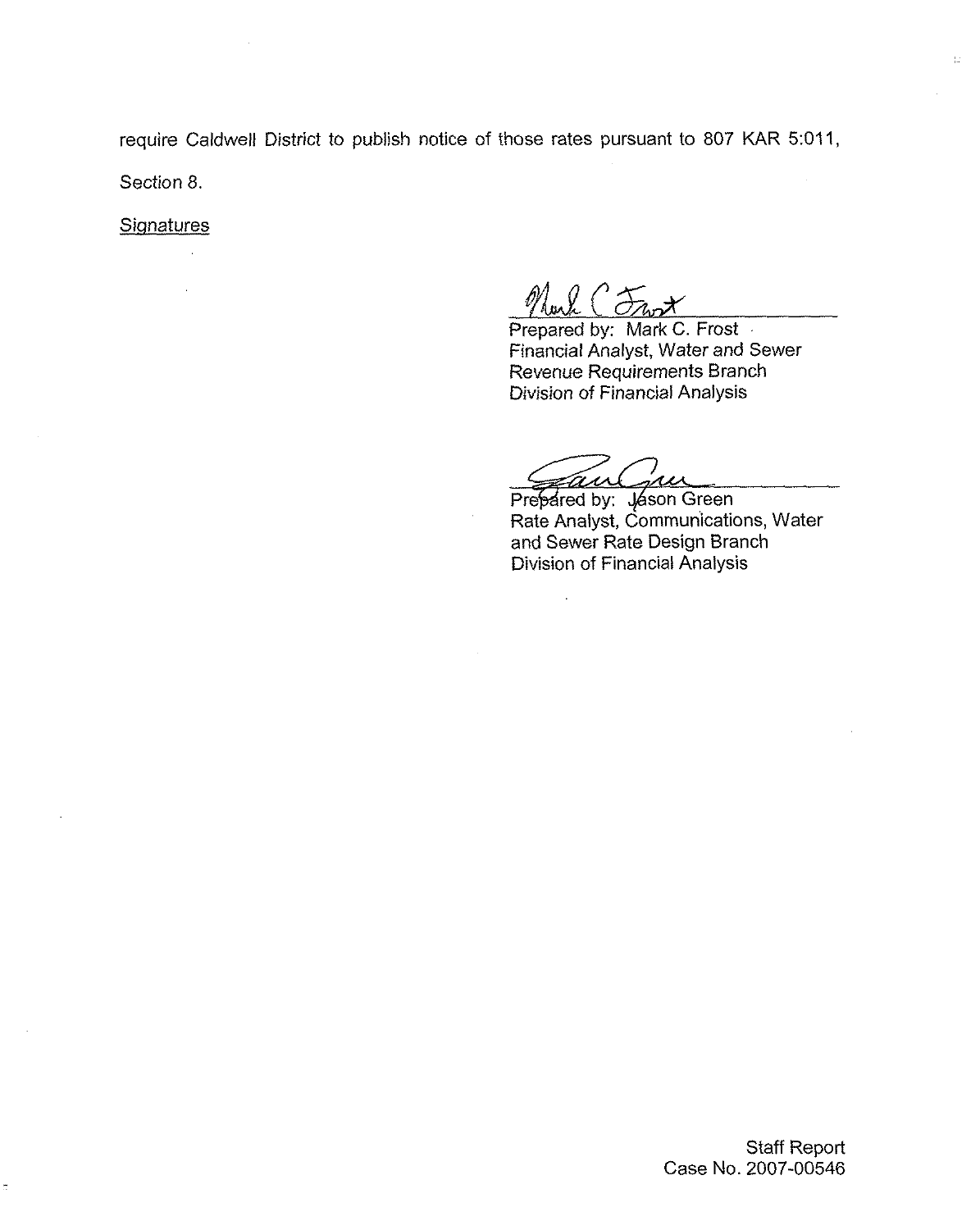require Caldwell District to publish notice of those rates pursuant to 807 KAR 5:011, Section 8.

Signatures

Prepared by: Mark C. Frost
Financial Analyst, Water and Sewer
Revenue Requirements Branch
Division of Financial Analysis

Prepared by: Jason Green
Rate Analyst, Communications, Water
and Sewer Rate Design Branch
Division of Financial Analysis

Staff Report
Case No. 2007-00546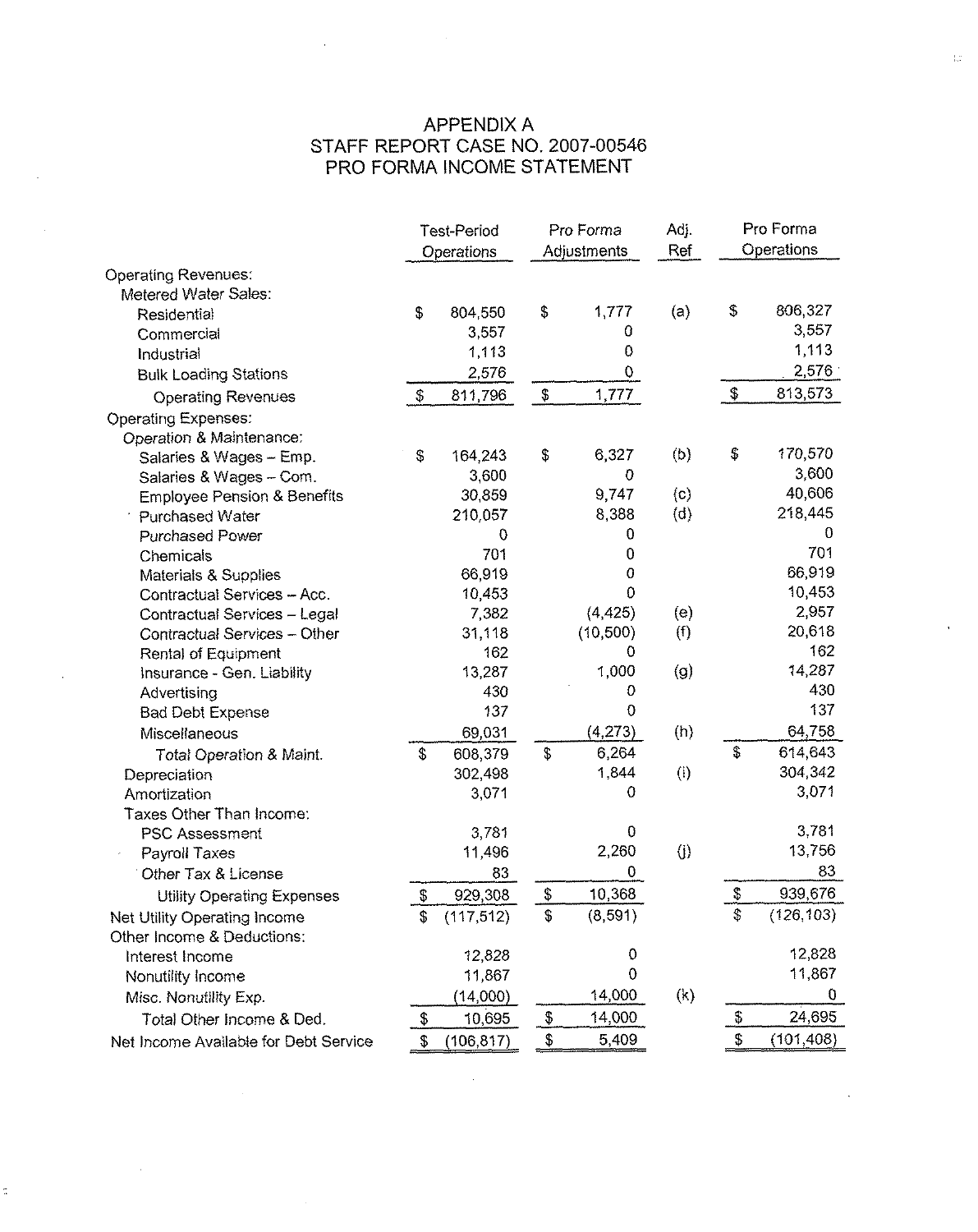# APPENDIX A
## STAFF REPORT CASE NO. 2007-00546
## PRO FORMA INCOME STATEMENT

| | Test-Period Operations | Pro Forma Adjustments | Adj. Ref | Pro Forma Operations |
|---|---|---|---|---|
| Operating Revenues: | | | | |
| Metered Water Sales: | | | | |
| Residential | $ 804,550 | $ 1,777 | (a) | $ 806,327 |
| Commercial | 3,557 | 0 | | 3,557 |
| Industrial | 1,113 | 0 | | 1,113 |
| Bulk Loading Stations | 2,576 | 0 | | 2,576 |
| Operating Revenues | $ 811,796 | $ 1,777 | | $ 813,573 |
| Operating Expenses: | | | | |
| Operation & Maintenance: | | | | |
| Salaries & Wages – Emp. | $ 164,243 | $ 6,327 | (b) | $ 170,570 |
| Salaries & Wages – Com. | 3,600 | 0 | | 3,600 |
| Employee Pension & Benefits | 30,859 | 9,747 | (c) | 40,606 |
| Purchased Water | 210,057 | 8,388 | (d) | 218,445 |
| Purchased Power | 0 | 0 | | 0 |
| Chemicals | 701 | 0 | | 701 |
| Materials & Supplies | 66,919 | 0 | | 66,919 |
| Contractual Services – Acc. | 10,453 | 0 | | 10,453 |
| Contractual Services – Legal | 7,382 | (4,425) | (e) | 2,957 |
| Contractual Services – Other | 31,118 | (10,500) | (f) | 20,618 |
| Rental of Equipment | 162 | 0 | | 162 |
| Insurance - Gen. Liability | 13,287 | 1,000 | (g) | 14,287 |
| Advertising | 430 | 0 | | 430 |
| Bad Debt Expense | 137 | 0 | | 137 |
| Miscellaneous | 69,031 | (4,273) | (h) | 64,758 |
| Total Operation & Maint. | $ 608,379 | $ 6,264 | | $ 614,643 |
| Depreciation | 302,498 | 1,844 | (i) | 304,342 |
| Amortization | 3,071 | 0 | | 3,071 |
| Taxes Other Than Income: | | | | |
| PSC Assessment | 3,781 | 0 | | 3,781 |
| Payroll Taxes | 11,496 | 2,260 | (j) | 13,756 |
| Other Tax & License | 83 | 0 | | 83 |
| Utility Operating Expenses | $ 929,308 | $ 10,368 | | $ 939,676 |
| Net Utility Operating Income | $ (117,512) | $ (8,591) | | $ (126,103) |
| Other Income & Deductions: | | | | |
| Interest Income | 12,828 | 0 | | 12,828 |
| Nonutility Income | 11,867 | 0 | | 11,867 |
| Misc. Nonutility Exp. | (14,000) | 14,000 | (k) | 0 |
| Total Other Income & Ded. | $ 10,695 | $ 14,000 | | $ 24,695 |
| Net Income Available for Debt Service | $ (106,817) | $ 5,409 | | $ (101,408) |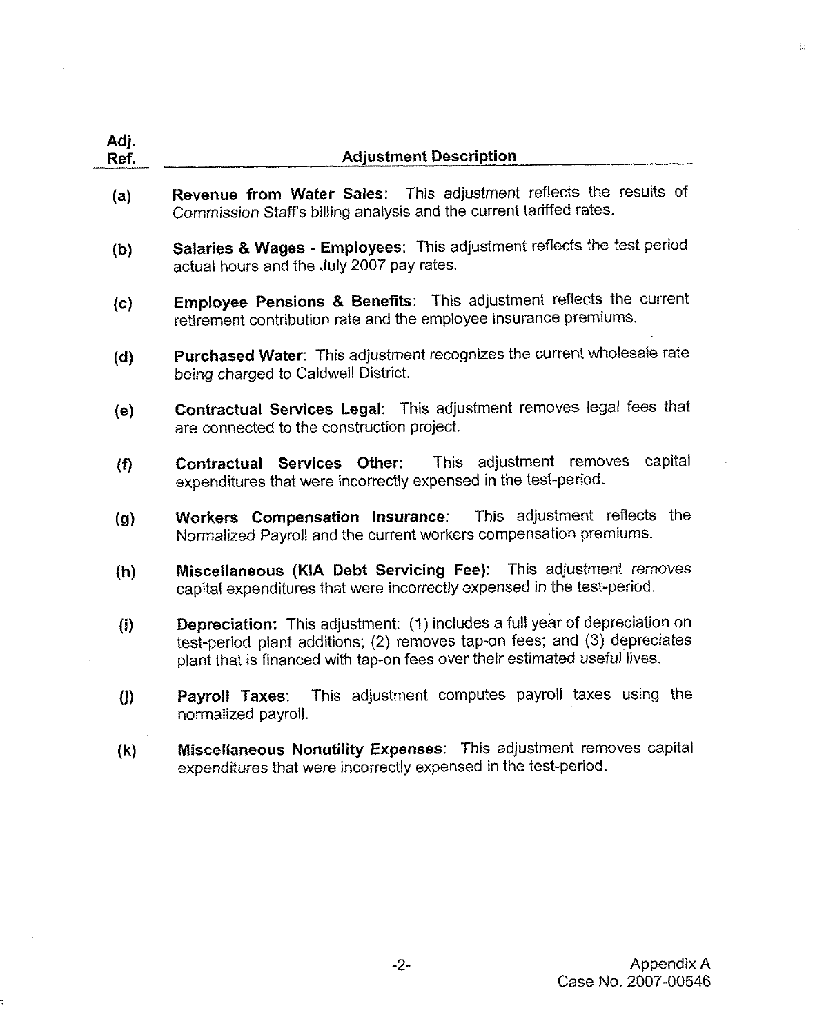| Adj. Ref. | Adjustment Description |
|---|---|
| (a) | **Revenue from Water Sales**: This adjustment reflects the results of Commission Staff's billing analysis and the current tariffed rates. |
| (b) | **Salaries & Wages - Employees**: This adjustment reflects the test period actual hours and the July 2007 pay rates. |
| (c) | **Employee Pensions & Benefits**: This adjustment reflects the current retirement contribution rate and the employee insurance premiums. |
| (d) | **Purchased Water**: This adjustment recognizes the current wholesale rate being charged to Caldwell District. |
| (e) | **Contractual Services Legal**: This adjustment removes legal fees that are connected to the construction project. |
| (f) | **Contractual Services Other:** This adjustment removes capital expenditures that were incorrectly expensed in the test-period. |
| (g) | **Workers Compensation Insurance**: This adjustment reflects the Normalized Payroll and the current workers compensation premiums. |
| (h) | **Miscellaneous (KIA Debt Servicing Fee)**: This adjustment removes capital expenditures that were incorrectly expensed in the test-period. |
| (i) | **Depreciation:** This adjustment: (1) includes a full year of depreciation on test-period plant additions; (2) removes tap-on fees; and (3) depreciates plant that is financed with tap-on fees over their estimated useful lives. |
| (j) | **Payroll Taxes**: This adjustment computes payroll taxes using the normalized payroll. |
| (k) | **Miscellaneous Nonutility Expenses**: This adjustment removes capital expenditures that were incorrectly expensed in the test-period. |

Appendix A
Case No. 2007-00546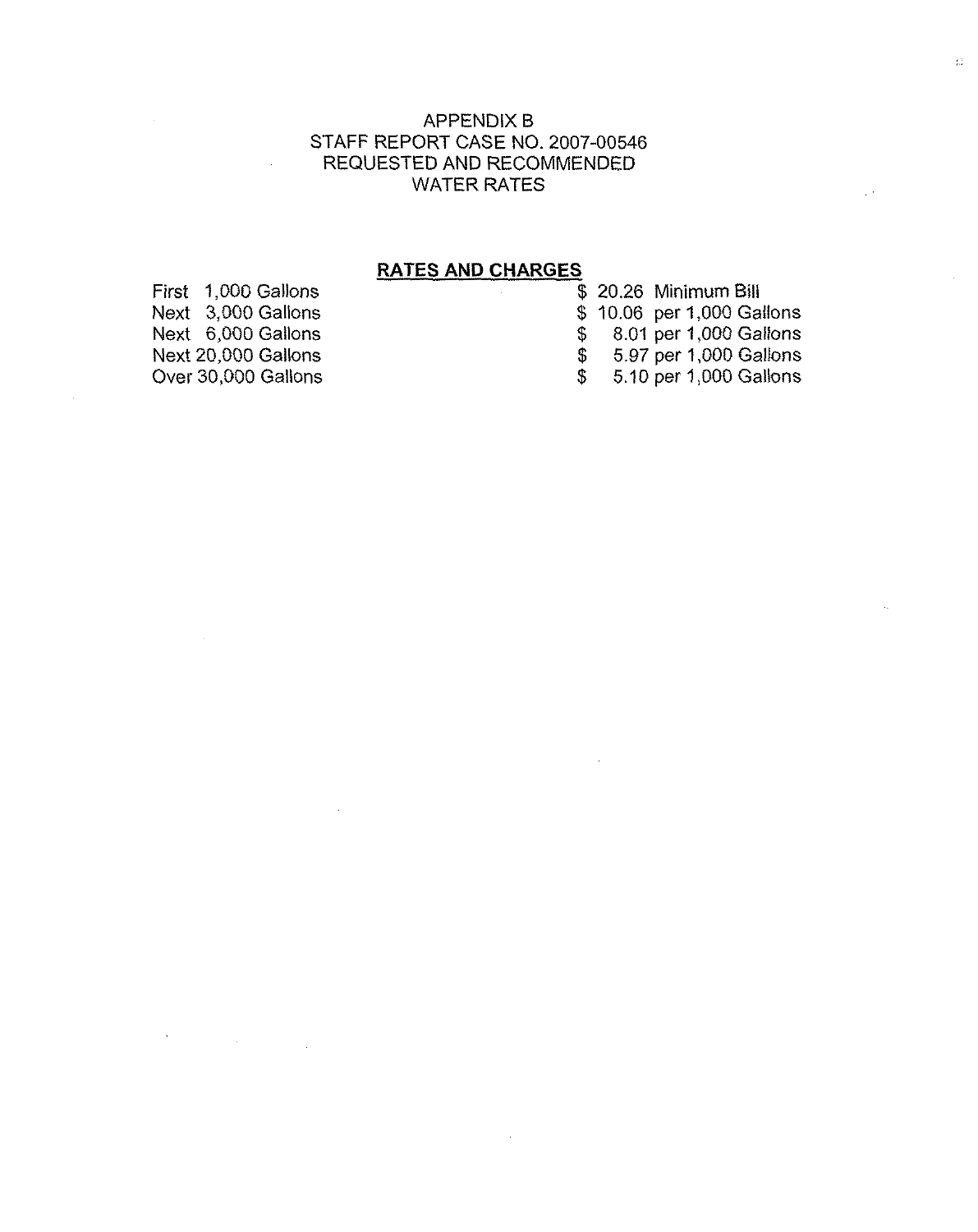APPENDIX B
STAFF REPORT CASE NO. 2007-00546
REQUESTED AND RECOMMENDED
WATER RATES

**RATES AND CHARGES**

| | |
|---|---|
| First 1,000 Gallons | $ 20.26 Minimum Bill |
| Next 3,000 Gallons | $ 10.06 per 1,000 Gallons |
| Next 6,000 Gallons | $ 8.01 per 1,000 Gallons |
| Next 20,000 Gallons | $ 5.97 per 1,000 Gallons |
| Over 30,000 Gallons | $ 5.10 per 1,000 Gallons |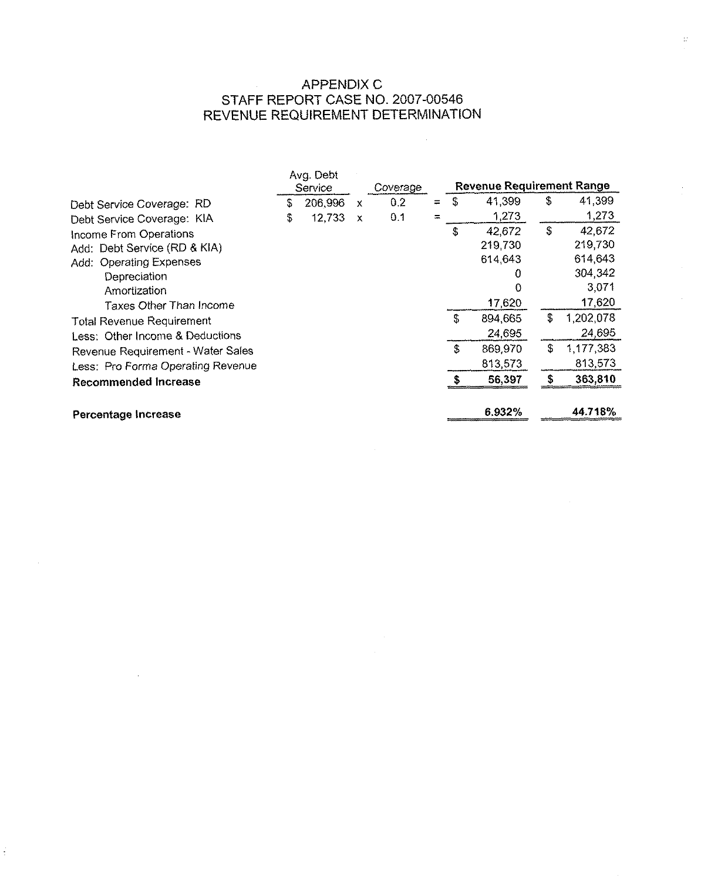# APPENDIX C
## STAFF REPORT CASE NO. 2007-00546
## REVENUE REQUIREMENT DETERMINATION

| | Avg. Debt Service | | Coverage | | Revenue Requirement Range | |
|---|---|---|---|---|---|---|
| Debt Service Coverage: RD | $ 206,996 | x | 0.2 | = | $ 41,399 | $ 41,399 |
| Debt Service Coverage: KIA | $ 12,733 | x | 0.1 | = | 1,273 | 1,273 |
| Income From Operations | | | | | $ 42,672 | $ 42,672 |
| Add: Debt Service (RD & KIA) | | | | | 219,730 | 219,730 |
| Add: Operating Expenses | | | | | 614,643 | 614,643 |
| Depreciation | | | | | 0 | 304,342 |
| Amortization | | | | | 0 | 3,071 |
| Taxes Other Than Income | | | | | 17,620 | 17,620 |
| Total Revenue Requirement | | | | | $ 894,665 | $ 1,202,078 |
| Less: Other Income & Deductions | | | | | 24,695 | 24,695 |
| Revenue Requirement - Water Sales | | | | | $ 869,970 | $ 1,177,383 |
| Less: *Pro Forma* Operating Revenue | | | | | 813,573 | 813,573 |
| **Recommended Increase** | | | | | **$ 56,397** | **$ 363,810** |
| | | | | | | |
| **Percentage Increase** | | | | | **6.932%** | **44.718%** |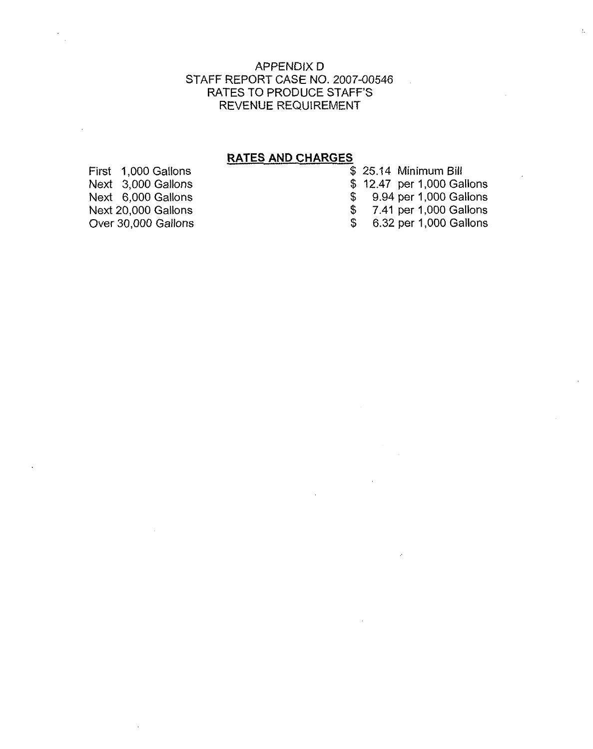APPENDIX D
STAFF REPORT CASE NO. 2007-00546
RATES TO PRODUCE STAFF'S
REVENUE REQUIREMENT

**RATES AND CHARGES**

| | |
|---|---|
| First 1,000 Gallons | $ 25.14 Minimum Bill |
| Next 3,000 Gallons | $ 12.47 per 1,000 Gallons |
| Next 6,000 Gallons | $ 9.94 per 1,000 Gallons |
| Next 20,000 Gallons | $ 7.41 per 1,000 Gallons |
| Over 30,000 Gallons | $ 6.32 per 1,000 Gallons |